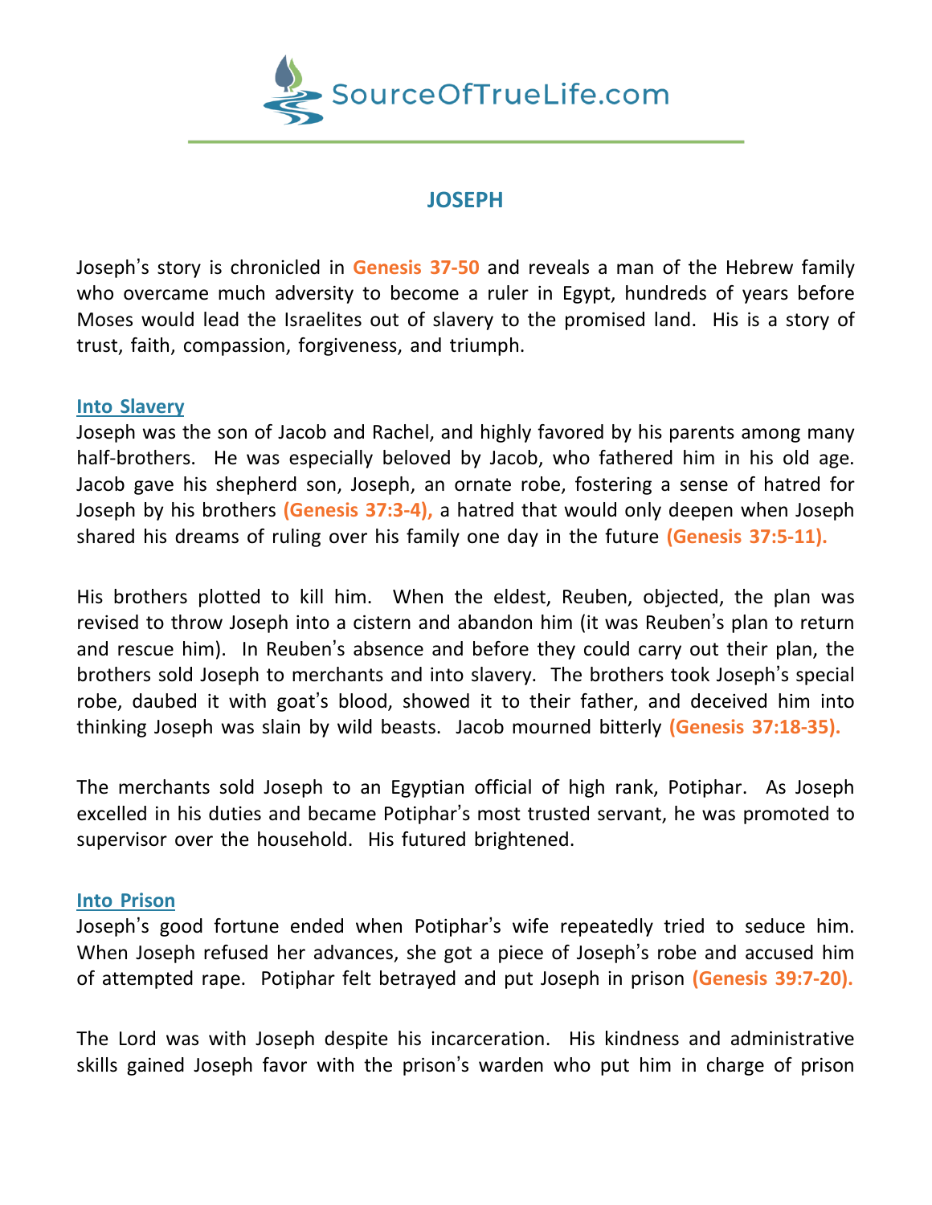SourceOfTrueLife.com

# JOSEPH

Joseph's story is chronicled in **Genesis 37-50** and reveals a man of the Hebrew family who overcame much adversity to become a ruler in Egypt, hundreds of years before Moses would lead the Israelites out of slavery to the promised land. His is a story of trust, faith, compassion, forgiveness, and triumph.

## Into Slavery

Joseph was the son of Jacob and Rachel, and highly favored by his parents among many half-brothers. He was especially beloved by Jacob, who fathered him in his old age. Jacob gave his shepherd son, Joseph, an ornate robe, fostering a sense of hatred for Joseph by his brothers **(Genesis 37:3-4),** a hatred that would only deepen when Joseph shared his dreams of ruling over his family one day in the future **(Genesis 37:5-11).**

His brothers plotted to kill him. When the eldest, Reuben, objected, the plan was revised to throw Joseph into a cistern and abandon him (it was Reuben's plan to return and rescue him). In Reuben's absence and before they could carry out their plan, the brothers sold Joseph to merchants and into slavery. The brothers took Joseph's special robe, daubed it with goat's blood, showed it to their father, and deceived him into thinking Joseph was slain by wild beasts. Jacob mourned bitterly **(Genesis 37:18-35).**

The merchants sold Joseph to an Egyptian official of high rank, Potiphar. As Joseph excelled in his duties and became Potiphar's most trusted servant, he was promoted to supervisor over the household. His futured brightened.

## Into Prison

Joseph's good fortune ended when Potiphar's wife repeatedly tried to seduce him. When Joseph refused her advances, she got a piece of Joseph's robe and accused him of attempted rape. Potiphar felt betrayed and put Joseph in prison **(Genesis 39:7-20).**

The Lord was with Joseph despite his incarceration. His kindness and administrative skills gained Joseph favor with the prison's warden who put him in charge of prison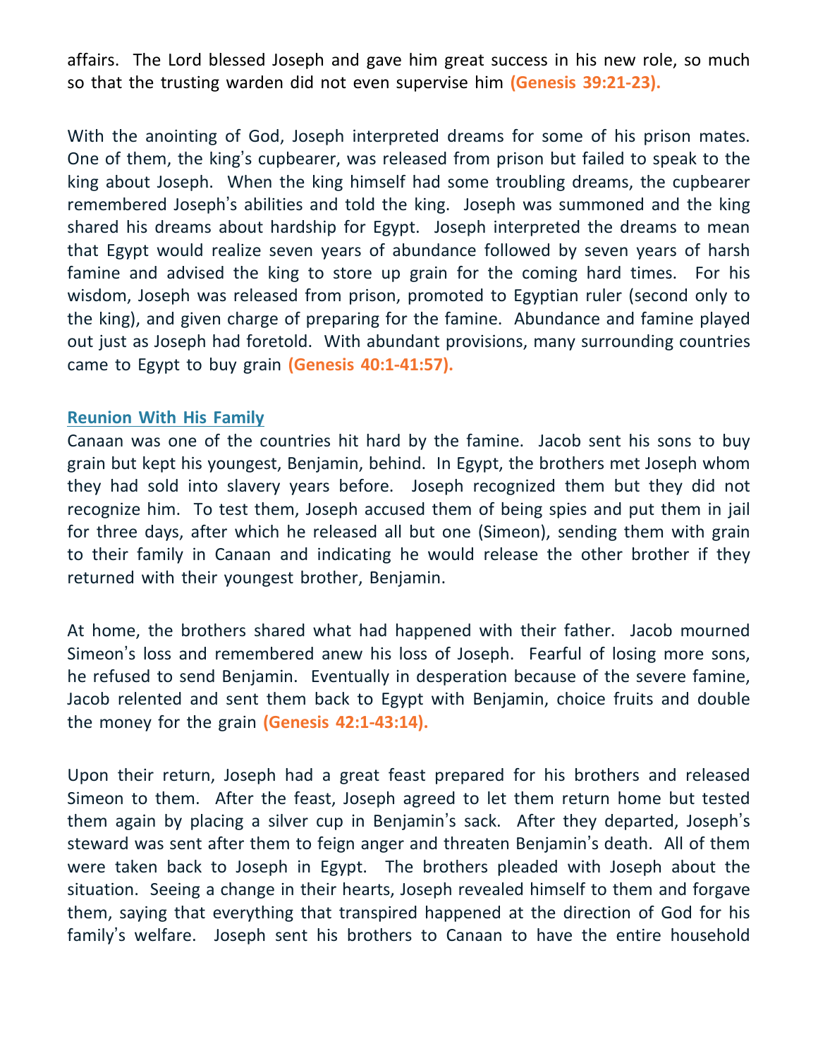affairs. The Lord blessed Joseph and gave him great success in his new role, so much so that the trusting warden did not even supervise him **(Genesis 39:21-23).**

With the anointing of God, Joseph interpreted dreams for some of his prison mates. One of them, the king's cupbearer, was released from prison but failed to speak to the king about Joseph. When the king himself had some troubling dreams, the cupbearer remembered Joseph's abilities and told the king. Joseph was summoned and the king shared his dreams about hardship for Egypt. Joseph interpreted the dreams to mean that Egypt would realize seven years of abundance followed by seven years of harsh famine and advised the king to store up grain for the coming hard times. For his wisdom, Joseph was released from prison, promoted to Egyptian ruler (second only to the king), and given charge of preparing for the famine. Abundance and famine played out just as Joseph had foretold. With abundant provisions, many surrounding countries came to Egypt to buy grain **(Genesis 40:1-41:57).**

### Reunion With His Family

Canaan was one of the countries hit hard by the famine. Jacob sent his sons to buy grain but kept his youngest, Benjamin, behind. In Egypt, the brothers met Joseph whom they had sold into slavery years before. Joseph recognized them but they did not recognize him. To test them, Joseph accused them of being spies and put them in jail for three days, after which he released all but one (Simeon), sending them with grain to their family in Canaan and indicating he would release the other brother if they returned with their youngest brother, Benjamin.

At home, the brothers shared what had happened with their father. Jacob mourned Simeon's loss and remembered anew his loss of Joseph. Fearful of losing more sons, he refused to send Benjamin. Eventually in desperation because of the severe famine, Jacob relented and sent them back to Egypt with Benjamin, choice fruits and double the money for the grain **(Genesis 42:1-43:14).**

Upon their return, Joseph had a great feast prepared for his brothers and released Simeon to them. After the feast, Joseph agreed to let them return home but tested them again by placing a silver cup in Benjamin's sack. After they departed, Joseph's steward was sent after them to feign anger and threaten Benjamin's death. All of them were taken back to Joseph in Egypt. The brothers pleaded with Joseph about the situation. Seeing a change in their hearts, Joseph revealed himself to them and forgave them, saying that everything that transpired happened at the direction of God for his family's welfare. Joseph sent his brothers to Canaan to have the entire household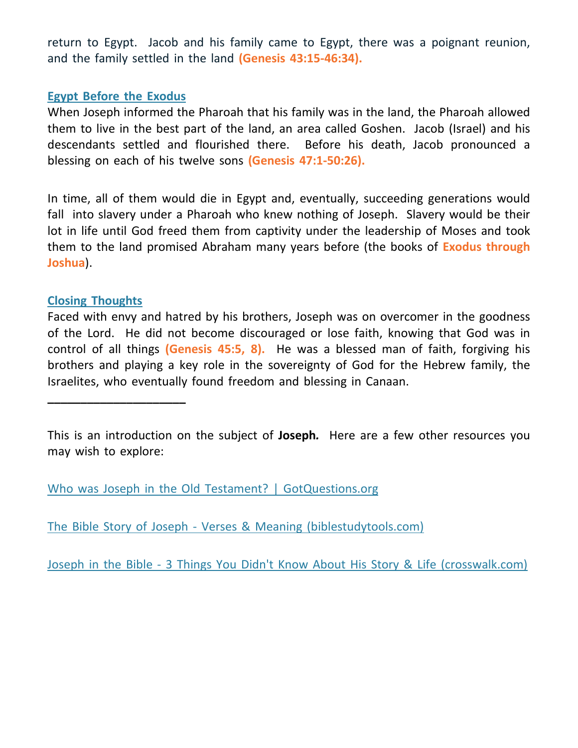return to Egypt. Jacob and his family came to Egypt, there was a poignant reunion, and the family settled in the land **(Genesis 43:15-46:34).**

## Egypt Before the Exodus

When Joseph informed the Pharoah that his family was in the land, the Pharoah allowed them to live in the best part of the land, an area called Goshen. Jacob (Israel) and his descendants settled and flourished there. Before his death, Jacob pronounced a blessing on each of his twelve sons **(Genesis 47:1-50:26).**

In time, all of them would die in Egypt and, eventually, succeeding generations would fall into slavery under a Pharoah who knew nothing of Joseph. Slavery would be their lot in life until God freed them from captivity under the leadership of Moses and took them to the land promised Abraham many years before (the books of **Exodus through Joshua**).

## Closing Thoughts

Faced with envy and hatred by his brothers, Joseph was on overcomer in the goodness of the Lord. He did not become discouraged or lose faith, knowing that God was in control of all things **(Genesis 45:5, 8).** He was a blessed man of faith, forgiving his brothers and playing a key role in the sovereignty of God for the Hebrew family, the Israelites, who eventually found freedom and blessing in Canaan.

---

This is an introduction on the subject of **Joseph.** Here are a few other resources you may wish to explore:

Who was Joseph in the Old Testament? | GotQuestions.org

The Bible Story of Joseph - Verses & Meaning (biblestudytools.com)

Joseph in the Bible - 3 Things You Didn't Know About His Story & Life (crosswalk.com)